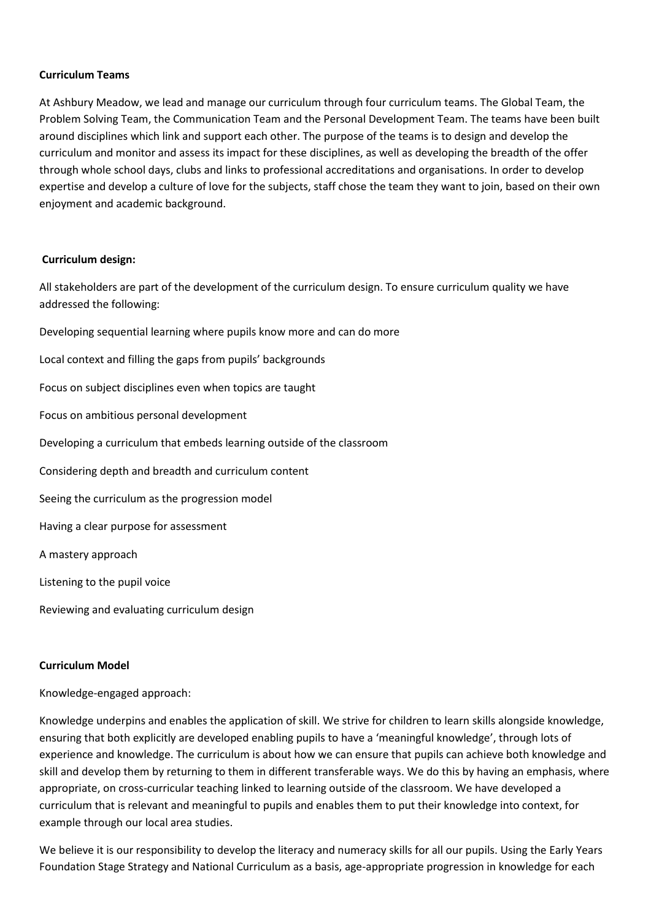**Curriculum Teams**

At Ashbury Meadow, we lead and manage our curriculum through four curriculum teams. The Global Team, the Problem Solving Team, the Communication Team and the Personal Development Team. The teams have been built around disciplines which link and support each other. The purpose of the teams is to design and develop the curriculum and monitor and assess its impact for these disciplines, as well as developing the breadth of the offer through whole school days, clubs and links to professional accreditations and organisations. In order to develop expertise and develop a culture of love for the subjects, staff chose the team they want to join, based on their own enjoyment and academic background.

**Curriculum design:**

All stakeholders are part of the development of the curriculum design. To ensure curriculum quality we have addressed the following:

Developing sequential learning where pupils know more and can do more

Local context and filling the gaps from pupils' backgrounds

Focus on subject disciplines even when topics are taught

Focus on ambitious personal development

Developing a curriculum that embeds learning outside of the classroom

Considering depth and breadth and curriculum content

Seeing the curriculum as the progression model

Having a clear purpose for assessment

A mastery approach

Listening to the pupil voice

Reviewing and evaluating curriculum design

**Curriculum Model**

Knowledge-engaged approach:

Knowledge underpins and enables the application of skill. We strive for children to learn skills alongside knowledge, ensuring that both explicitly are developed enabling pupils to have a 'meaningful knowledge', through lots of experience and knowledge. The curriculum is about how we can ensure that pupils can achieve both knowledge and skill and develop them by returning to them in different transferable ways. We do this by having an emphasis, where appropriate, on cross-curricular teaching linked to learning outside of the classroom. We have developed a curriculum that is relevant and meaningful to pupils and enables them to put their knowledge into context, for example through our local area studies.

We believe it is our responsibility to develop the literacy and numeracy skills for all our pupils. Using the Early Years Foundation Stage Strategy and National Curriculum as a basis, age-appropriate progression in knowledge for each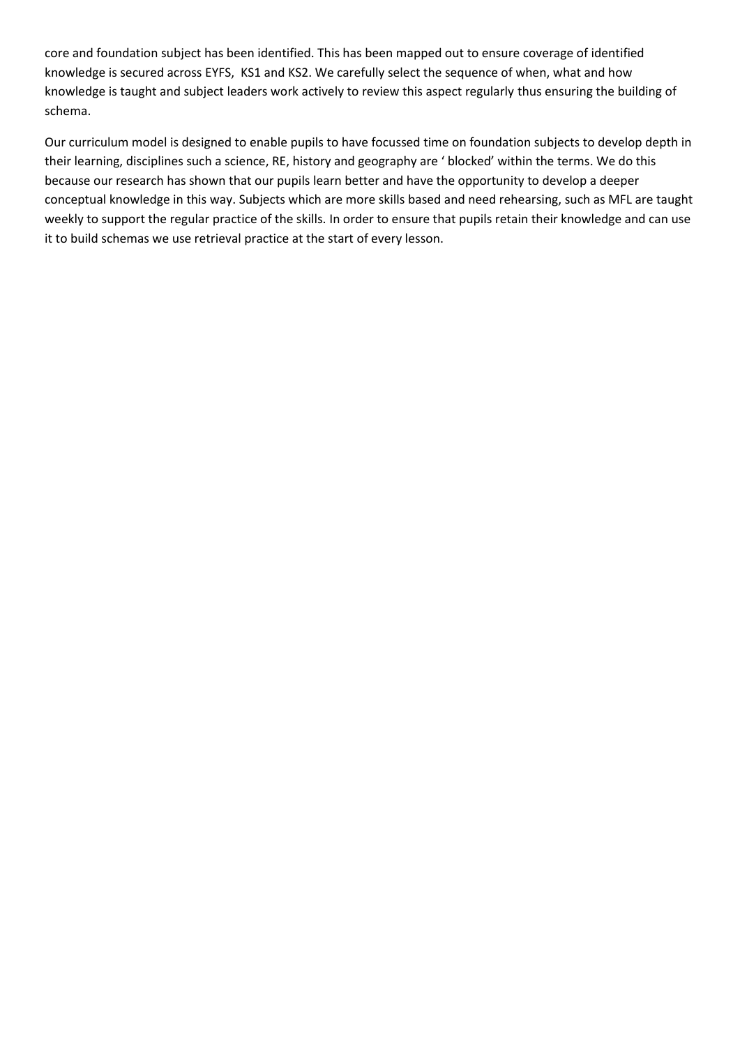core and foundation subject has been identified. This has been mapped out to ensure coverage of identified knowledge is secured across EYFS, KS1 and KS2. We carefully select the sequence of when, what and how knowledge is taught and subject leaders work actively to review this aspect regularly thus ensuring the building of schema.

Our curriculum model is designed to enable pupils to have focussed time on foundation subjects to develop depth in their learning, disciplines such a science, RE, history and geography are ' blocked' within the terms. We do this because our research has shown that our pupils learn better and have the opportunity to develop a deeper conceptual knowledge in this way. Subjects which are more skills based and need rehearsing, such as MFL are taught weekly to support the regular practice of the skills. In order to ensure that pupils retain their knowledge and can use it to build schemas we use retrieval practice at the start of every lesson.